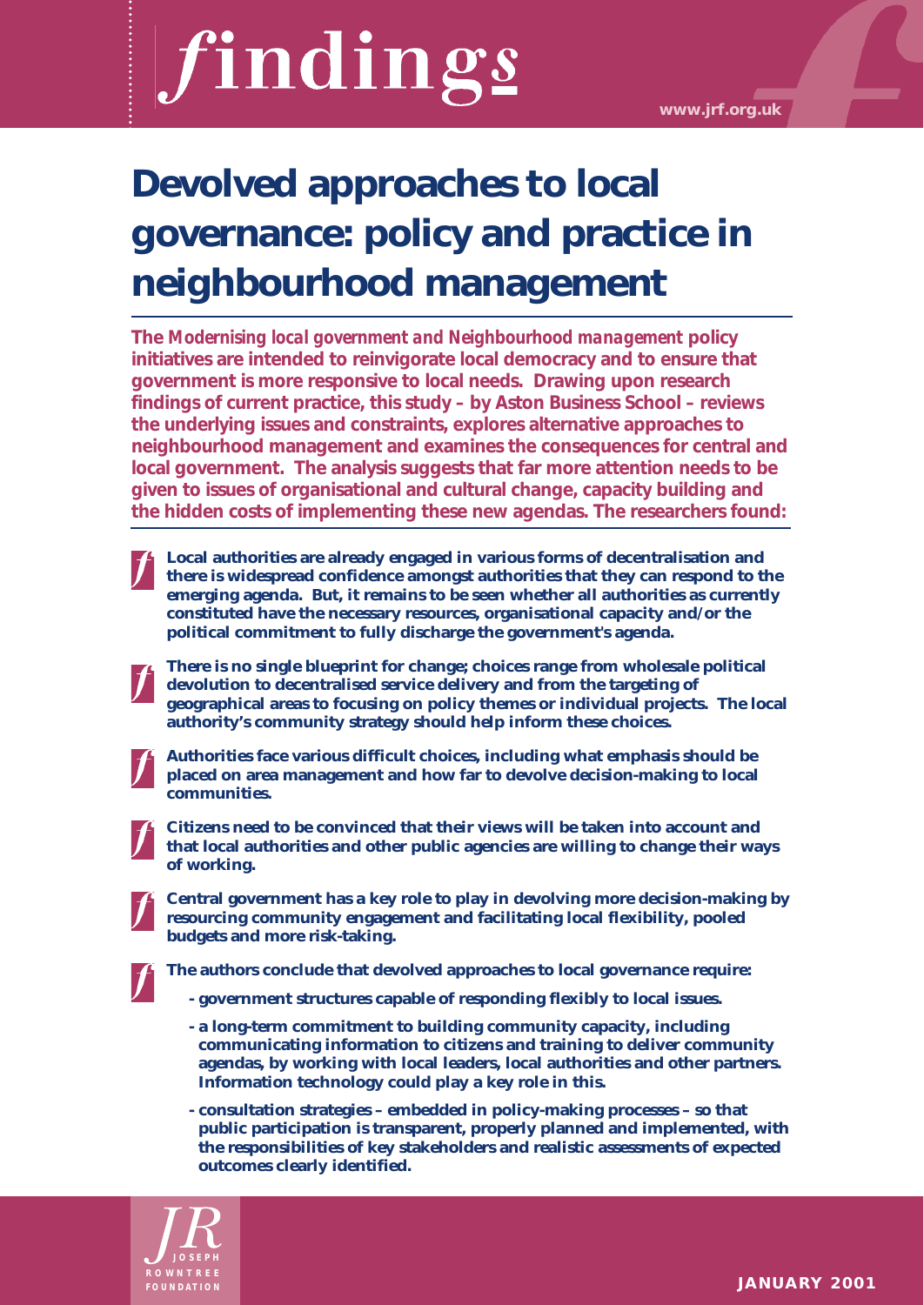# findings

www.jrf.org.uk

# Devolved approaches to local governance: policy and practice in neighbourhood management

**The *Modernising local government and Neighbourhood management* policy initiatives are intended to reinvigorate local democracy and to ensure that government is more responsive to local needs. Drawing upon research findings of current practice, this study – by Aston Business School – reviews the underlying issues and constraints, explores alternative approaches to neighbourhood management and examines the consequences for central and local government. The analysis suggests that far more attention needs to be given to issues of organisational and cultural change, capacity building and the hidden costs of implementing these new agendas. The researchers found:**

- **Local authorities are already engaged in various forms of decentralisation and there is widespread confidence amongst authorities that they can respond to the emerging agenda. But, it remains to be seen whether all authorities as currently constituted have the necessary resources, organisational capacity and/or the political commitment to fully discharge the government's agenda.**

- **There is no single blueprint for change; choices range from wholesale political devolution to decentralised service delivery and from the targeting of geographical areas to focusing on policy themes or individual projects. The local authority's community strategy should help inform these choices.**

- **Authorities face various difficult choices, including what emphasis should be placed on area management and how far to devolve decision-making to local communities.**

- **Citizens need to be convinced that their views will be taken into account and that local authorities and other public agencies are willing to change their ways of working.**

- **Central government has a key role to play in devolving more decision-making by resourcing community engagement and facilitating local flexibility, pooled budgets and more risk-taking.**

- **The authors conclude that devolved approaches to local governance require:**
  - **government structures capable of responding flexibly to local issues.**
  - **a long-term commitment to building community capacity, including communicating information to citizens and training to deliver community agendas, by working with local leaders, local authorities and other partners. Information technology could play a key role in this.**
  - **consultation strategies – embedded in policy-making processes – so that public participation is transparent, properly planned and implemented, with the responsibilities of key stakeholders and realistic assessments of expected outcomes clearly identified.**

JOSEPH ROWNTREE FOUNDATION

JANUARY 2001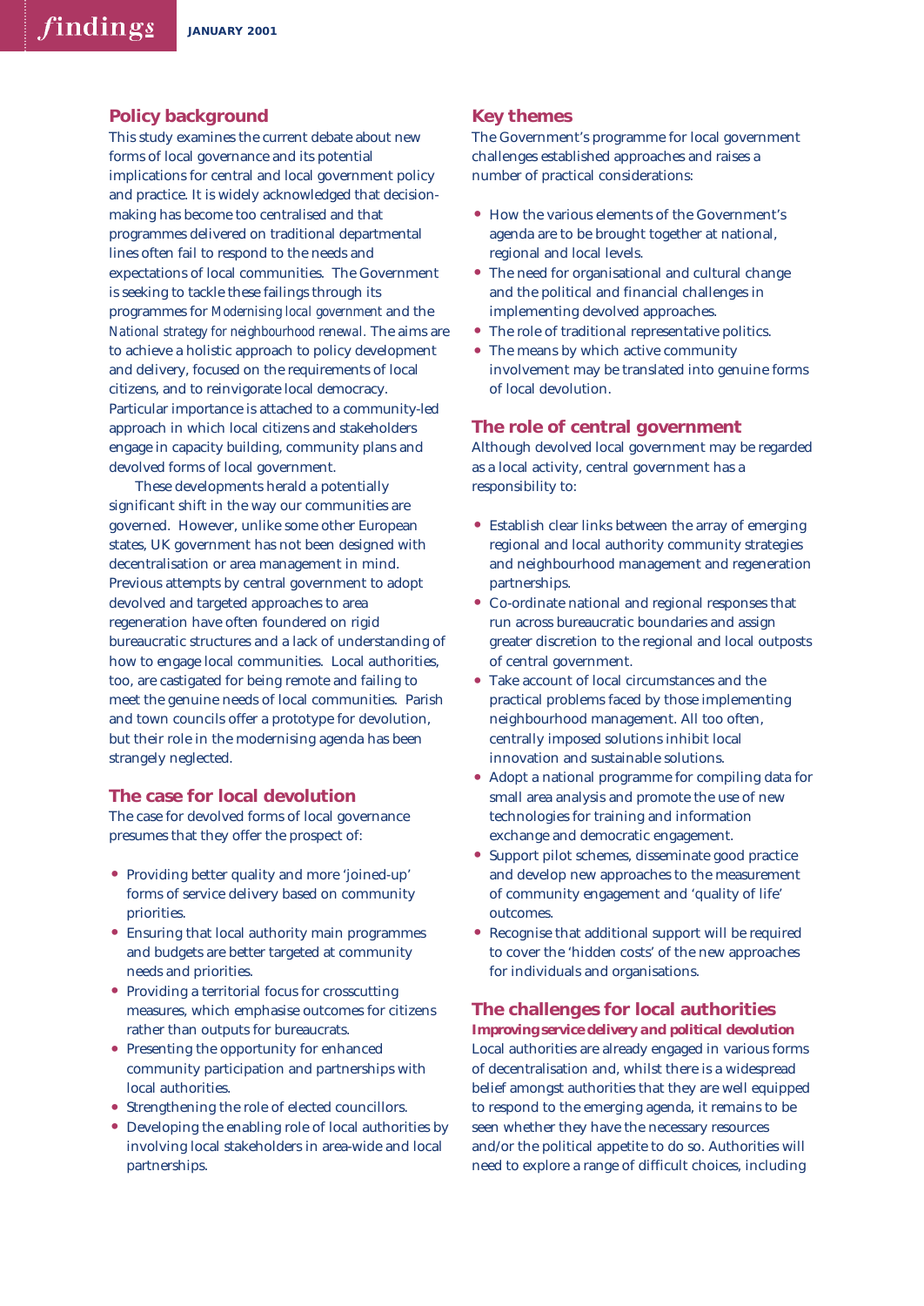## Policy background

This study examines the current debate about new forms of local governance and its potential implications for central and local government policy and practice. It is widely acknowledged that decision-making has become too centralised and that programmes delivered on traditional departmental lines often fail to respond to the needs and expectations of local communities. The Government is seeking to tackle these failings through its programmes for *Modernising local government* and the *National strategy for neighbourhood renewal*. The aims are to achieve a holistic approach to policy development and delivery, focused on the requirements of local citizens, and to reinvigorate local democracy. Particular importance is attached to a community-led approach in which local citizens and stakeholders engage in capacity building, community plans and devolved forms of local government.

These developments herald a potentially significant shift in the way our communities are governed. However, unlike some other European states, UK government has not been designed with decentralisation or area management in mind. Previous attempts by central government to adopt devolved and targeted approaches to area regeneration have often foundered on rigid bureaucratic structures and a lack of understanding of how to engage local communities. Local authorities, too, are castigated for being remote and failing to meet the genuine needs of local communities. Parish and town councils offer a prototype for devolution, but their role in the modernising agenda has been strangely neglected.

## The case for local devolution

The case for devolved forms of local governance presumes that they offer the prospect of:

- Providing better quality and more 'joined-up' forms of service delivery based on community priorities.
- Ensuring that local authority main programmes and budgets are better targeted at community needs and priorities.
- Providing a territorial focus for crosscutting measures, which emphasise outcomes for citizens rather than outputs for bureaucrats.
- Presenting the opportunity for enhanced community participation and partnerships with local authorities.
- Strengthening the role of elected councillors.
- Developing the enabling role of local authorities by involving local stakeholders in area-wide and local partnerships.

## Key themes

The Government's programme for local government challenges established approaches and raises a number of practical considerations:

- How the various elements of the Government's agenda are to be brought together at national, regional and local levels.
- The need for organisational and cultural change and the political and financial challenges in implementing devolved approaches.
- The role of traditional representative politics.
- The means by which active community involvement may be translated into genuine forms of local devolution.

## The role of central government

Although devolved local government may be regarded as a local activity, central government has a responsibility to:

- Establish clear links between the array of emerging regional and local authority community strategies and neighbourhood management and regeneration partnerships.
- Co-ordinate national and regional responses that run across bureaucratic boundaries and assign greater discretion to the regional and local outposts of central government.
- Take account of local circumstances and the practical problems faced by those implementing neighbourhood management. All too often, centrally imposed solutions inhibit local innovation and sustainable solutions.
- Adopt a national programme for compiling data for small area analysis and promote the use of new technologies for training and information exchange and democratic engagement.
- Support pilot schemes, disseminate good practice and develop new approaches to the measurement of community engagement and 'quality of life' outcomes.
- Recognise that additional support will be required to cover the 'hidden costs' of the new approaches for individuals and organisations.

## The challenges for local authorities

### *Improving service delivery and political devolution*

Local authorities are already engaged in various forms of decentralisation and, whilst there is a widespread belief amongst authorities that they are well equipped to respond to the emerging agenda, it remains to be seen whether they have the necessary resources and/or the political appetite to do so. Authorities will need to explore a range of difficult choices, including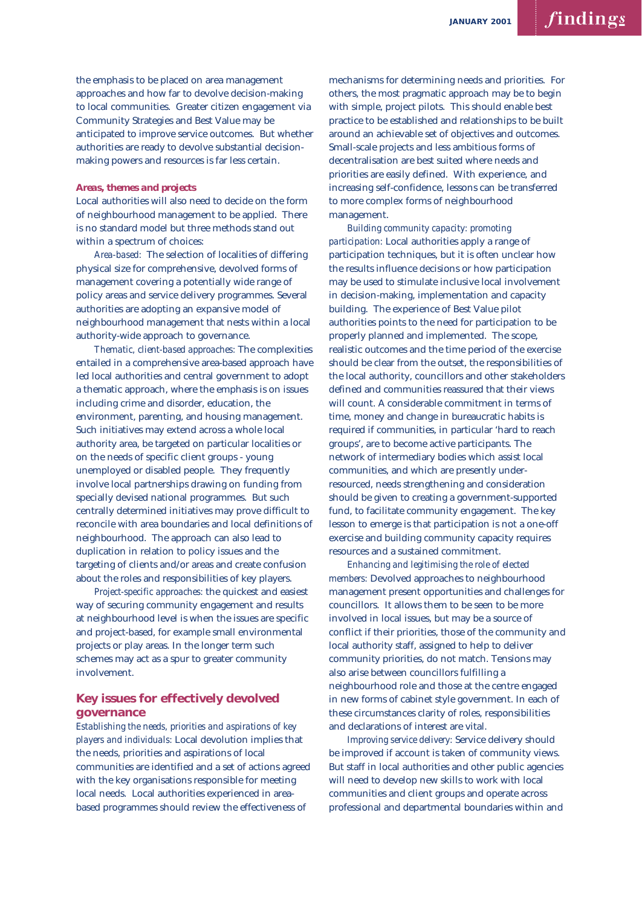the emphasis to be placed on area management approaches and how far to devolve decision-making to local communities. Greater citizen engagement via Community Strategies and Best Value may be anticipated to improve service outcomes. But whether authorities are ready to devolve substantial decision-making powers and resources is far less certain.

**Areas, themes and projects**

Local authorities will also need to decide on the form of neighbourhood management to be applied. There is no standard model but three methods stand out within a spectrum of choices:

*Area-based:* The selection of localities of differing physical size for comprehensive, devolved forms of management covering a potentially wide range of policy areas and service delivery programmes. Several authorities are adopting an expansive model of neighbourhood management that nests within a local authority-wide approach to governance.

*Thematic, client-based approaches:* The complexities entailed in a comprehensive area-based approach have led local authorities and central government to adopt a thematic approach, where the emphasis is on issues including crime and disorder, education, the environment, parenting, and housing management. Such initiatives may extend across a whole local authority area, be targeted on particular localities or on the needs of specific client groups - young unemployed or disabled people. They frequently involve local partnerships drawing on funding from specially devised national programmes. But such centrally determined initiatives may prove difficult to reconcile with area boundaries and local definitions of neighbourhood. The approach can also lead to duplication in relation to policy issues and the targeting of clients and/or areas and create confusion about the roles and responsibilities of key players.

*Project-specific approaches:* the quickest and easiest way of securing community engagement and results at neighbourhood level is when the issues are specific and project-based, for example small environmental projects or play areas. In the longer term such schemes may act as a spur to greater community involvement.

## Key issues for effectively devolved governance

*Establishing the needs, priorities and aspirations of key players and individuals:* Local devolution implies that the needs, priorities and aspirations of local communities are identified and a set of actions agreed with the key organisations responsible for meeting local needs. Local authorities experienced in area-based programmes should review the effectiveness of mechanisms for determining needs and priorities. For others, the most pragmatic approach may be to begin with simple, project pilots. This should enable best practice to be established and relationships to be built around an achievable set of objectives and outcomes. Small-scale projects and less ambitious forms of decentralisation are best suited where needs and priorities are easily defined. With experience, and increasing self-confidence, lessons can be transferred to more complex forms of neighbourhood management.

*Building community capacity: promoting participation:* Local authorities apply a range of participation techniques, but it is often unclear how the results influence decisions or how participation may be used to stimulate inclusive local involvement in decision-making, implementation and capacity building. The experience of Best Value pilot authorities points to the need for participation to be properly planned and implemented. The scope, realistic outcomes and the time period of the exercise should be clear from the outset, the responsibilities of the local authority, councillors and other stakeholders defined and communities reassured that their views will count. A considerable commitment in terms of time, money and change in bureaucratic habits is required if communities, in particular 'hard to reach groups', are to become active participants. The network of intermediary bodies which assist local communities, and which are presently under-resourced, needs strengthening and consideration should be given to creating a government-supported fund, to facilitate community engagement. The key lesson to emerge is that participation is not a one-off exercise and building community capacity requires resources and a sustained commitment.

*Enhancing and legitimising the role of elected members:* Devolved approaches to neighbourhood management present opportunities and challenges for councillors. It allows them to be seen to be more involved in local issues, but may be a source of conflict if their priorities, those of the community and local authority staff, assigned to help to deliver community priorities, do not match. Tensions may also arise between councillors fulfilling a neighbourhood role and those at the centre engaged in new forms of cabinet style government. In each of these circumstances clarity of roles, responsibilities and declarations of interest are vital.

*Improving service delivery:* Service delivery should be improved if account is taken of community views. But staff in local authorities and other public agencies will need to develop new skills to work with local communities and client groups and operate across professional and departmental boundaries within and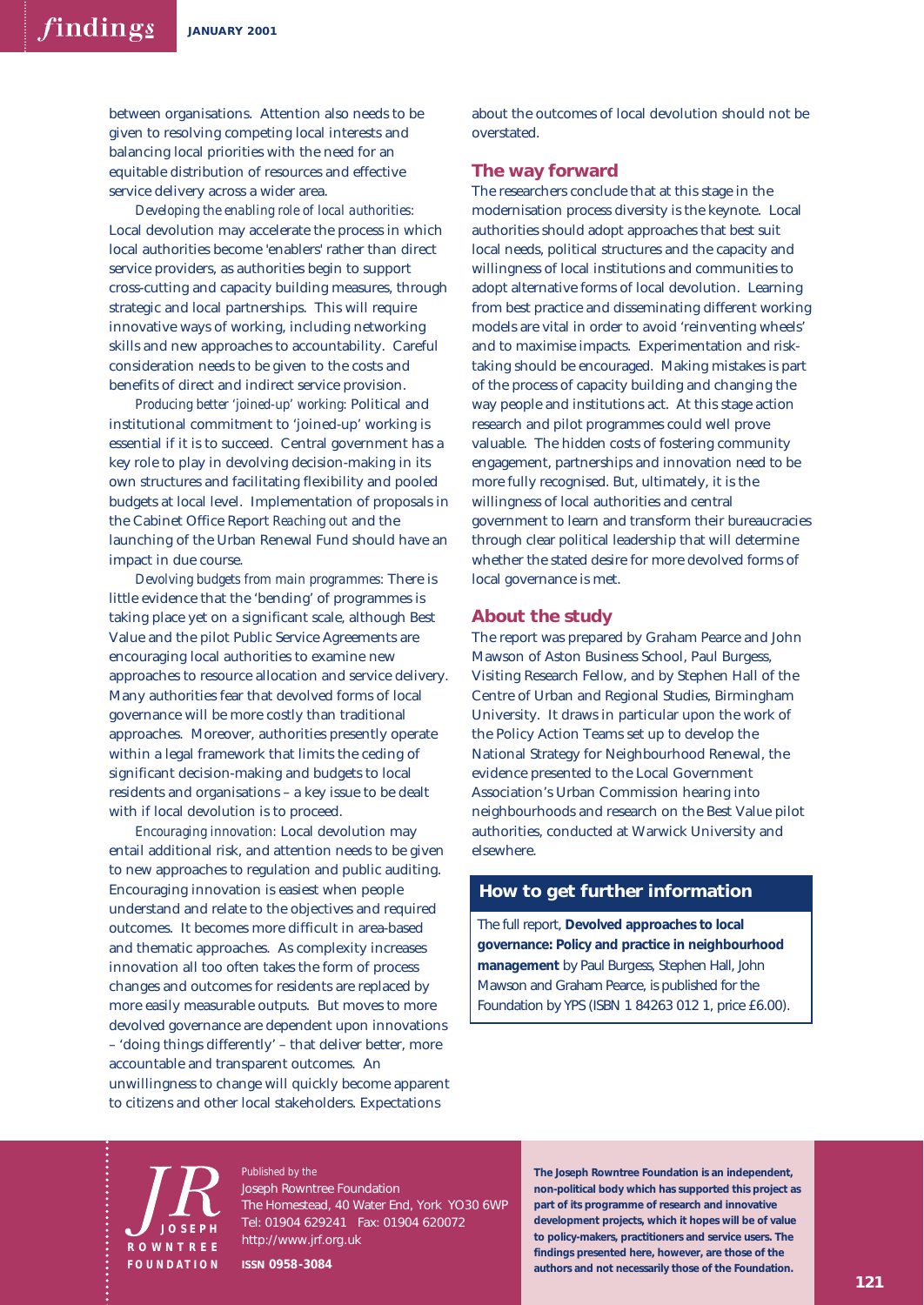between organisations. Attention also needs to be given to resolving competing local interests and balancing local priorities with the need for an equitable distribution of resources and effective service delivery across a wider area.

*Developing the enabling role of local authorities:* Local devolution may accelerate the process in which local authorities become 'enablers' rather than direct service providers, as authorities begin to support cross-cutting and capacity building measures, through strategic and local partnerships. This will require innovative ways of working, including networking skills and new approaches to accountability. Careful consideration needs to be given to the costs and benefits of direct and indirect service provision.

*Producing better 'joined-up' working:* Political and institutional commitment to 'joined-up' working is essential if it is to succeed. Central government has a key role to play in devolving decision-making in its own structures and facilitating flexibility and pooled budgets at local level. Implementation of proposals in the Cabinet Office Report *Reaching out* and the launching of the Urban Renewal Fund should have an impact in due course.

*Devolving budgets from main programmes:* There is little evidence that the 'bending' of programmes is taking place yet on a significant scale, although Best Value and the pilot Public Service Agreements are encouraging local authorities to examine new approaches to resource allocation and service delivery. Many authorities fear that devolved forms of local governance will be more costly than traditional approaches. Moreover, authorities presently operate within a legal framework that limits the ceding of significant decision-making and budgets to local residents and organisations – a key issue to be dealt with if local devolution is to proceed.

*Encouraging innovation:* Local devolution may entail additional risk, and attention needs to be given to new approaches to regulation and public auditing. Encouraging innovation is easiest when people understand and relate to the objectives and required outcomes. It becomes more difficult in area-based and thematic approaches. As complexity increases innovation all too often takes the form of process changes and outcomes for residents are replaced by more easily measurable outputs. But moves to more devolved governance are dependent upon innovations – 'doing things differently' – that deliver better, more accountable and transparent outcomes. An unwillingness to change will quickly become apparent to citizens and other local stakeholders. Expectations about the outcomes of local devolution should not be overstated.

## The way forward

The researchers conclude that at this stage in the modernisation process diversity is the keynote. Local authorities should adopt approaches that best suit local needs, political structures and the capacity and willingness of local institutions and communities to adopt alternative forms of local devolution. Learning from best practice and disseminating different working models are vital in order to avoid 'reinventing wheels' and to maximise impacts. Experimentation and risk-taking should be encouraged. Making mistakes is part of the process of capacity building and changing the way people and institutions act. At this stage action research and pilot programmes could well prove valuable. The hidden costs of fostering community engagement, partnerships and innovation need to be more fully recognised. But, ultimately, it is the willingness of local authorities and central government to learn and transform their bureaucracies through clear political leadership that will determine whether the stated desire for more devolved forms of local governance is met.

## About the study

The report was prepared by Graham Pearce and John Mawson of Aston Business School, Paul Burgess, Visiting Research Fellow, and by Stephen Hall of the Centre of Urban and Regional Studies, Birmingham University. It draws in particular upon the work of the Policy Action Teams set up to develop the National Strategy for Neighbourhood Renewal, the evidence presented to the Local Government Association's Urban Commission hearing into neighbourhoods and research on the Best Value pilot authorities, conducted at Warwick University and elsewhere.

## How to get further information

The full report, **Devolved approaches to local governance: Policy and practice in neighbourhood management** by Paul Burgess, Stephen Hall, John Mawson and Graham Pearce, is published for the Foundation by YPS (ISBN 1 84263 012 1, price £6.00).

*Published by the*
Joseph Rowntree Foundation
The Homestead, 40 Water End, York YO30 6WP
Tel: 01904 629241 Fax: 01904 620072
http://www.jrf.org.uk

**ISSN 0958-3084**

**The Joseph Rowntree Foundation is an independent, non-political body which has supported this project as part of its programme of research and innovative development projects, which it hopes will be of value to policy-makers, practitioners and service users. The findings presented here, however, are those of the authors and not necessarily those of the Foundation.**